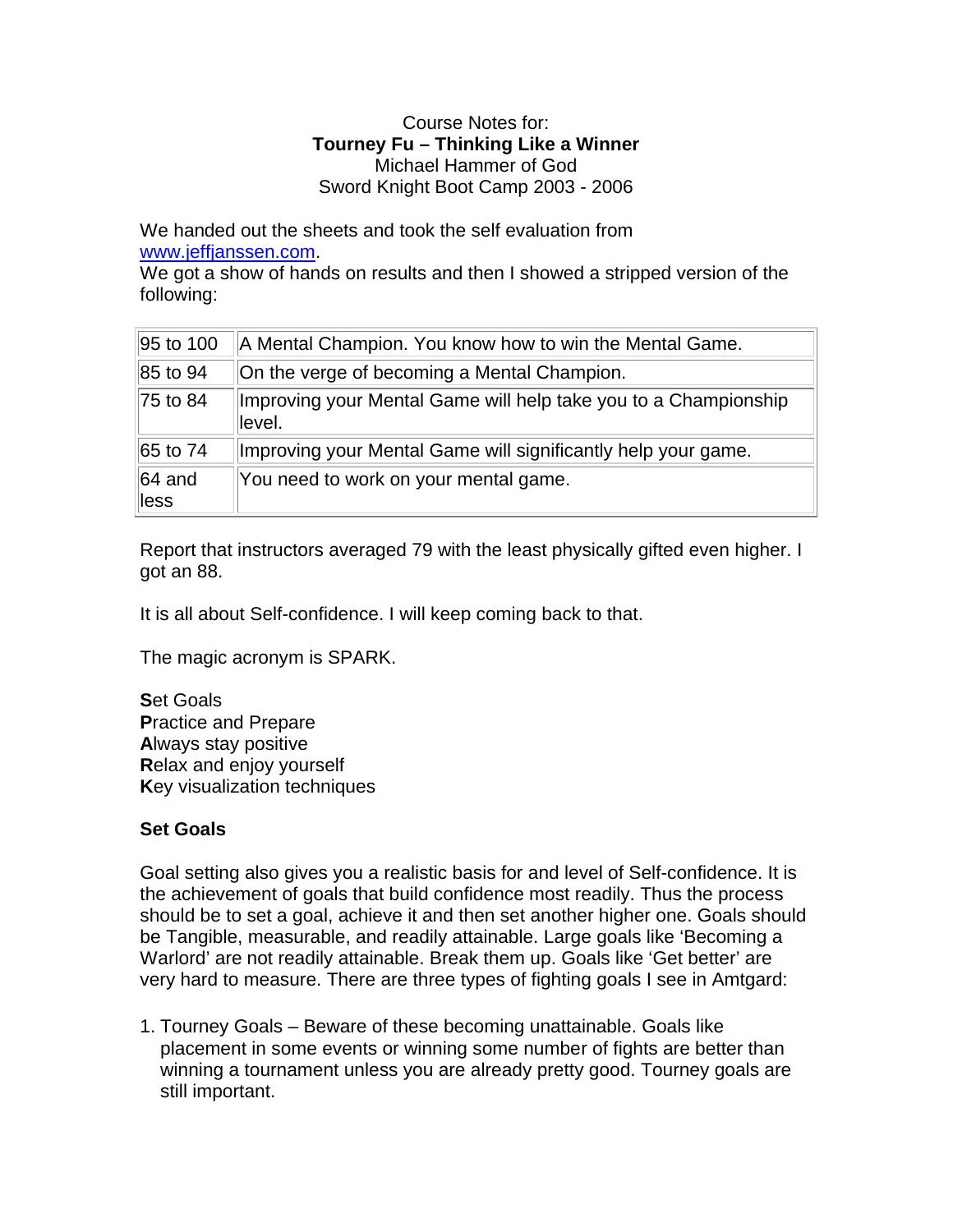Course Notes for:

**Tourney Fu – Thinking Like a Winner**

Michael Hammer of God

Sword Knight Boot Camp 2003 - 2006

We handed out the sheets and took the self evaluation from www.jeffjanssen.com.

We got a show of hands on results and then I showed a stripped version of the following:

| | |
|---|---|
| 95 to 100 | A Mental Champion. You know how to win the Mental Game. |
| 85 to 94 | On the verge of becoming a Mental Champion. |
| 75 to 84 | Improving your Mental Game will help take you to a Championship level. |
| 65 to 74 | Improving your Mental Game will significantly help your game. |
| 64 and less | You need to work on your mental game. |

Report that instructors averaged 79 with the least physically gifted even higher. I got an 88.

It is all about Self-confidence. I will keep coming back to that.

The magic acronym is SPARK.

**S**et Goals
**P**ractice and Prepare
**A**lways stay positive
**R**elax and enjoy yourself
**K**ey visualization techniques

**Set Goals**

Goal setting also gives you a realistic basis for and level of Self-confidence. It is the achievement of goals that build confidence most readily. Thus the process should be to set a goal, achieve it and then set another higher one. Goals should be Tangible, measurable, and readily attainable. Large goals like 'Becoming a Warlord' are not readily attainable. Break them up. Goals like 'Get better' are very hard to measure. There are three types of fighting goals I see in Amtgard:

1. Tourney Goals – Beware of these becoming unattainable. Goals like placement in some events or winning some number of fights are better than winning a tournament unless you are already pretty good. Tourney goals are still important.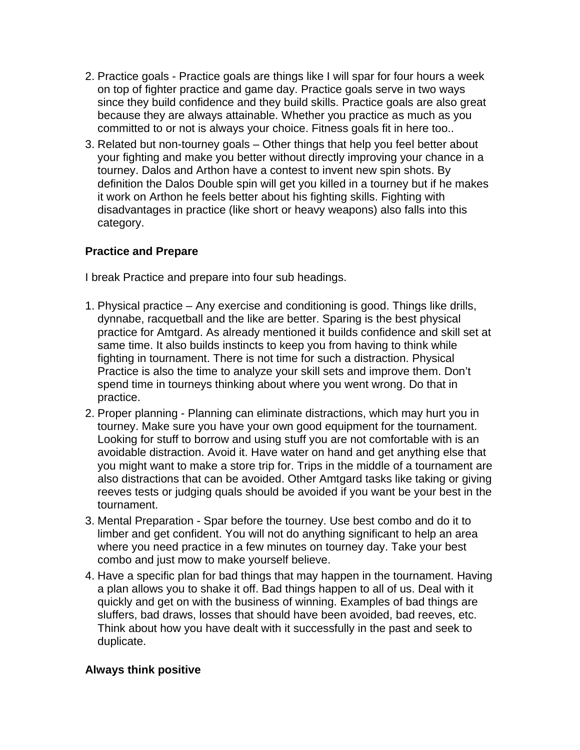2. Practice goals - Practice goals are things like I will spar for four hours a week on top of fighter practice and game day. Practice goals serve in two ways since they build confidence and they build skills. Practice goals are also great because they are always attainable. Whether you practice as much as you committed to or not is always your choice. Fitness goals fit in here too..
3. Related but non-tourney goals – Other things that help you feel better about your fighting and make you better without directly improving your chance in a tourney. Dalos and Arthon have a contest to invent new spin shots. By definition the Dalos Double spin will get you killed in a tourney but if he makes it work on Arthon he feels better about his fighting skills. Fighting with disadvantages in practice (like short or heavy weapons) also falls into this category.

**Practice and Prepare**

I break Practice and prepare into four sub headings.

1. Physical practice – Any exercise and conditioning is good. Things like drills, dynnabe, racquetball and the like are better. Sparing is the best physical practice for Amtgard. As already mentioned it builds confidence and skill set at same time. It also builds instincts to keep you from having to think while fighting in tournament. There is not time for such a distraction. Physical Practice is also the time to analyze your skill sets and improve them. Don't spend time in tourneys thinking about where you went wrong. Do that in practice.
2. Proper planning - Planning can eliminate distractions, which may hurt you in tourney. Make sure you have your own good equipment for the tournament. Looking for stuff to borrow and using stuff you are not comfortable with is an avoidable distraction. Avoid it. Have water on hand and get anything else that you might want to make a store trip for. Trips in the middle of a tournament are also distractions that can be avoided. Other Amtgard tasks like taking or giving reeves tests or judging quals should be avoided if you want be your best in the tournament.
3. Mental Preparation - Spar before the tourney. Use best combo and do it to limber and get confident. You will not do anything significant to help an area where you need practice in a few minutes on tourney day. Take your best combo and just mow to make yourself believe.
4. Have a specific plan for bad things that may happen in the tournament. Having a plan allows you to shake it off. Bad things happen to all of us. Deal with it quickly and get on with the business of winning. Examples of bad things are sluffers, bad draws, losses that should have been avoided, bad reeves, etc. Think about how you have dealt with it successfully in the past and seek to duplicate.

**Always think positive**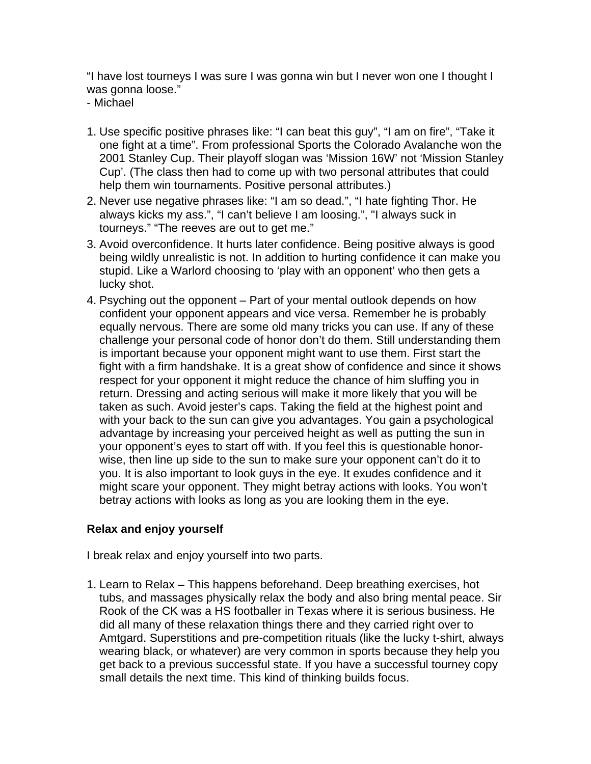“I have lost tourneys I was sure I was gonna win but I never won one I thought I was gonna loose.”
- Michael

1. Use specific positive phrases like: “I can beat this guy”, “I am on fire”, “Take it one fight at a time”. From professional Sports the Colorado Avalanche won the 2001 Stanley Cup. Their playoff slogan was ‘Mission 16W’ not ‘Mission Stanley Cup’. (The class then had to come up with two personal attributes that could help them win tournaments. Positive personal attributes.)
2. Never use negative phrases like: “I am so dead.”, “I hate fighting Thor. He always kicks my ass.”, “I can’t believe I am loosing.”, "I always suck in tourneys." “The reeves are out to get me.”
3. Avoid overconfidence. It hurts later confidence. Being positive always is good being wildly unrealistic is not. In addition to hurting confidence it can make you stupid. Like a Warlord choosing to ‘play with an opponent’ who then gets a lucky shot.
4. Psyching out the opponent – Part of your mental outlook depends on how confident your opponent appears and vice versa. Remember he is probably equally nervous. There are some old many tricks you can use. If any of these challenge your personal code of honor don’t do them. Still understanding them is important because your opponent might want to use them. First start the fight with a firm handshake. It is a great show of confidence and since it shows respect for your opponent it might reduce the chance of him sluffing you in return. Dressing and acting serious will make it more likely that you will be taken as such. Avoid jester’s caps. Taking the field at the highest point and with your back to the sun can give you advantages. You gain a psychological advantage by increasing your perceived height as well as putting the sun in your opponent’s eyes to start off with. If you feel this is questionable honor-wise, then line up side to the sun to make sure your opponent can’t do it to you. It is also important to look guys in the eye. It exudes confidence and it might scare your opponent. They might betray actions with looks. You won’t betray actions with looks as long as you are looking them in the eye.

**Relax and enjoy yourself**

I break relax and enjoy yourself into two parts.

1. Learn to Relax – This happens beforehand. Deep breathing exercises, hot tubs, and massages physically relax the body and also bring mental peace. Sir Rook of the CK was a HS footballer in Texas where it is serious business. He did all many of these relaxation things there and they carried right over to Amtgard. Superstitions and pre-competition rituals (like the lucky t-shirt, always wearing black, or whatever) are very common in sports because they help you get back to a previous successful state. If you have a successful tourney copy small details the next time. This kind of thinking builds focus.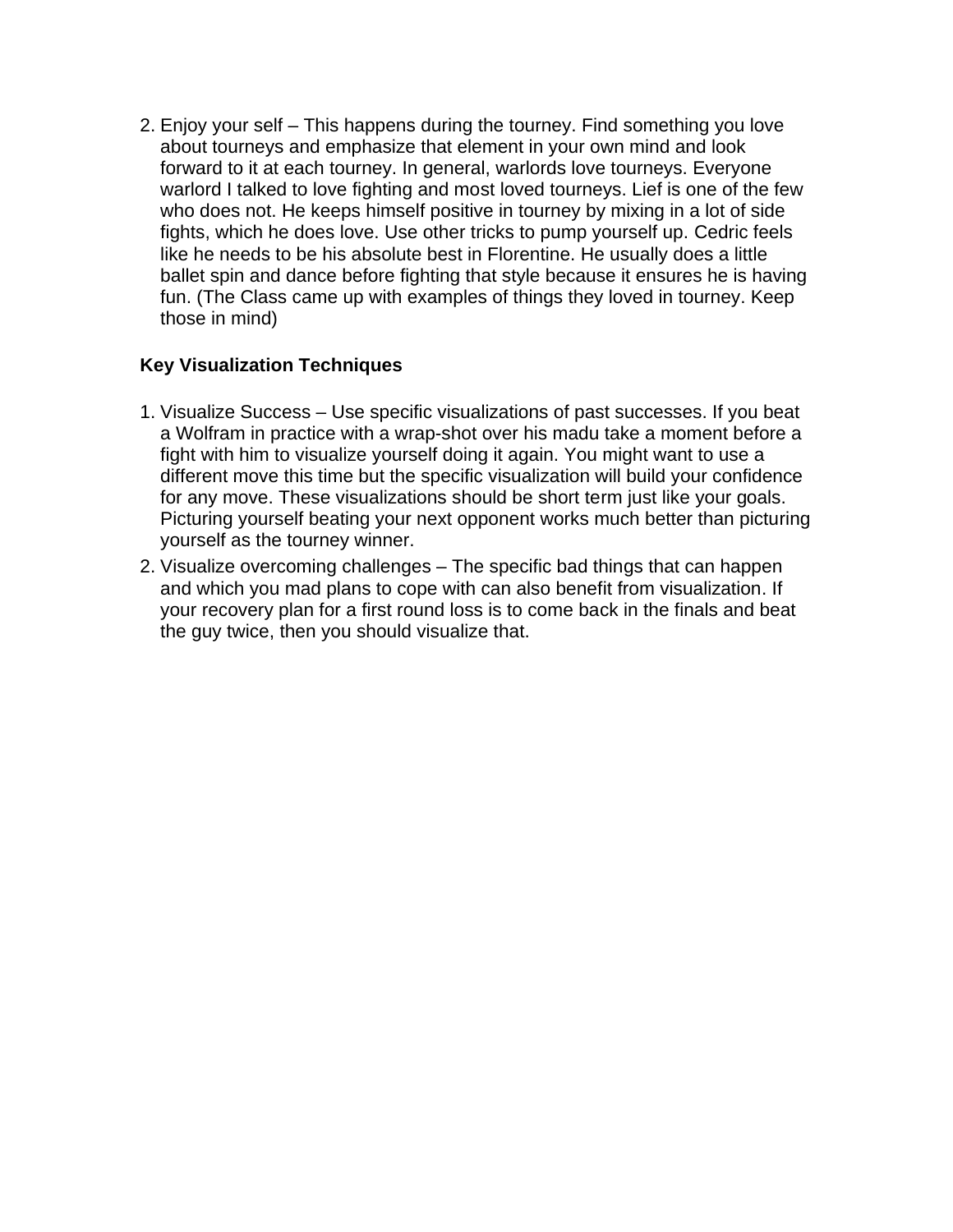2. Enjoy your self – This happens during the tourney. Find something you love about tourneys and emphasize that element in your own mind and look forward to it at each tourney. In general, warlords love tourneys. Everyone warlord I talked to love fighting and most loved tourneys. Lief is one of the few who does not. He keeps himself positive in tourney by mixing in a lot of side fights, which he does love. Use other tricks to pump yourself up. Cedric feels like he needs to be his absolute best in Florentine. He usually does a little ballet spin and dance before fighting that style because it ensures he is having fun. (The Class came up with examples of things they loved in tourney. Keep those in mind)

**Key Visualization Techniques**

1. Visualize Success – Use specific visualizations of past successes. If you beat a Wolfram in practice with a wrap-shot over his madu take a moment before a fight with him to visualize yourself doing it again. You might want to use a different move this time but the specific visualization will build your confidence for any move. These visualizations should be short term just like your goals. Picturing yourself beating your next opponent works much better than picturing yourself as the tourney winner.
2. Visualize overcoming challenges – The specific bad things that can happen and which you mad plans to cope with can also benefit from visualization. If your recovery plan for a first round loss is to come back in the finals and beat the guy twice, then you should visualize that.